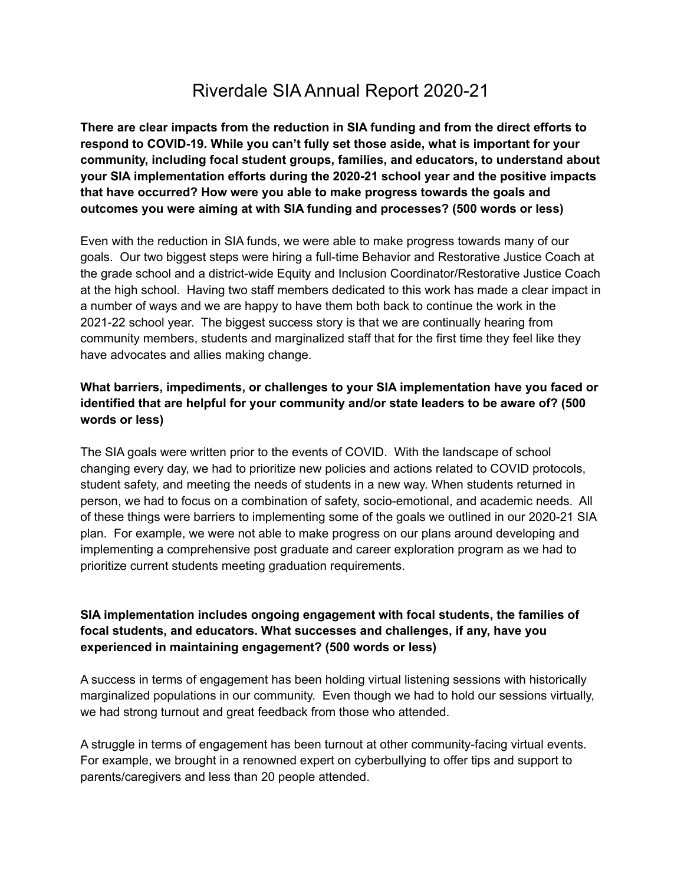# Riverdale SIA Annual Report 2020-21

**There are clear impacts from the reduction in SIA funding and from the direct efforts to respond to COVID-19. While you can't fully set those aside, what is important for your community, including focal student groups, families, and educators, to understand about your SIA implementation efforts during the 2020-21 school year and the positive impacts that have occurred? How were you able to make progress towards the goals and outcomes you were aiming at with SIA funding and processes? (500 words or less)**

Even with the reduction in SIA funds, we were able to make progress towards many of our goals. Our two biggest steps were hiring a full-time Behavior and Restorative Justice Coach at the grade school and a district-wide Equity and Inclusion Coordinator/Restorative Justice Coach at the high school. Having two staff members dedicated to this work has made a clear impact in a number of ways and we are happy to have them both back to continue the work in the 2021-22 school year. The biggest success story is that we are continually hearing from community members, students and marginalized staff that for the first time they feel like they have advocates and allies making change.

**What barriers, impediments, or challenges to your SIA implementation have you faced or identified that are helpful for your community and/or state leaders to be aware of? (500 words or less)**

The SIA goals were written prior to the events of COVID. With the landscape of school changing every day, we had to prioritize new policies and actions related to COVID protocols, student safety, and meeting the needs of students in a new way. When students returned in person, we had to focus on a combination of safety, socio-emotional, and academic needs. All of these things were barriers to implementing some of the goals we outlined in our 2020-21 SIA plan. For example, we were not able to make progress on our plans around developing and implementing a comprehensive post graduate and career exploration program as we had to prioritize current students meeting graduation requirements.

**SIA implementation includes ongoing engagement with focal students, the families of focal students, and educators. What successes and challenges, if any, have you experienced in maintaining engagement? (500 words or less)**

A success in terms of engagement has been holding virtual listening sessions with historically marginalized populations in our community. Even though we had to hold our sessions virtually, we had strong turnout and great feedback from those who attended.

A struggle in terms of engagement has been turnout at other community-facing virtual events. For example, we brought in a renowned expert on cyberbullying to offer tips and support to parents/caregivers and less than 20 people attended.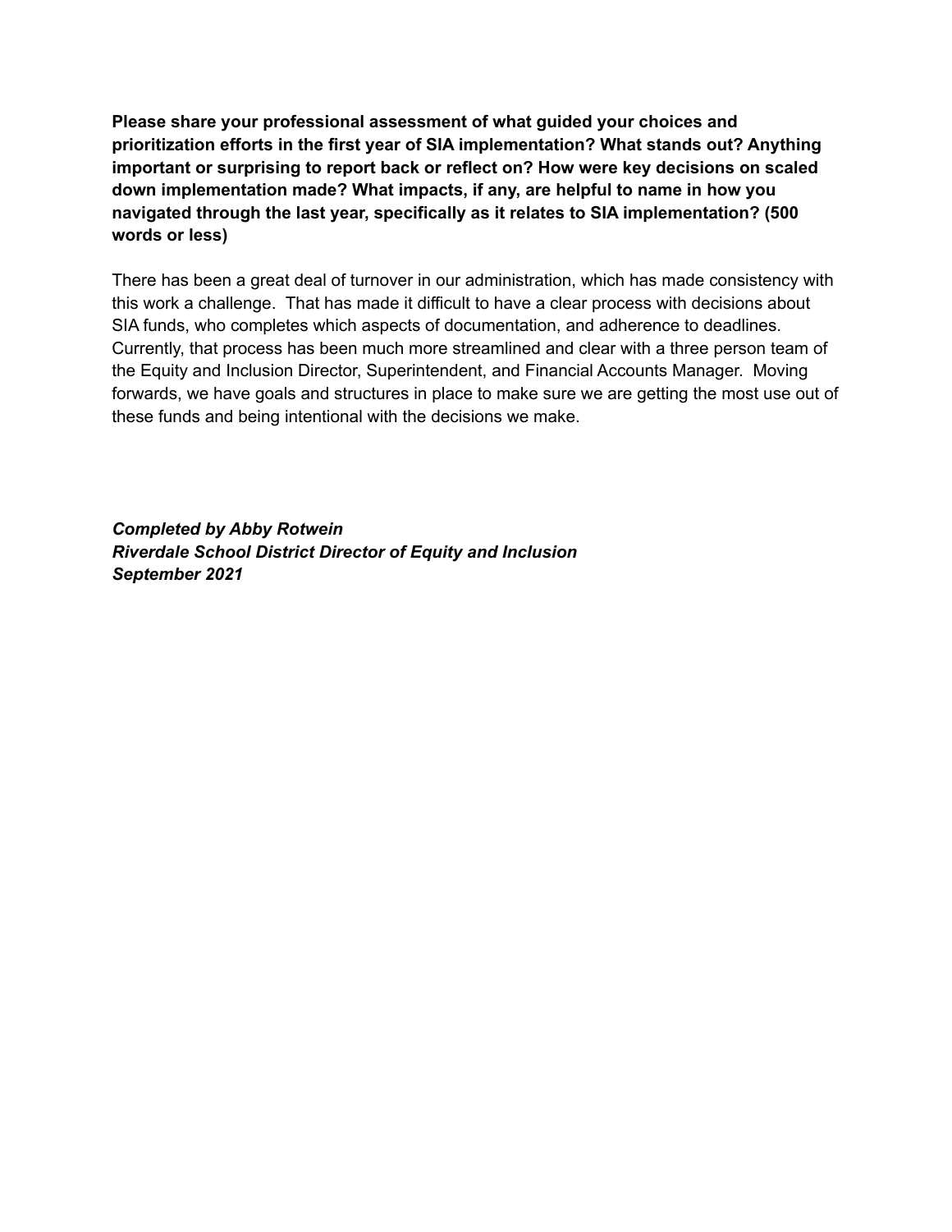**Please share your professional assessment of what guided your choices and prioritization efforts in the first year of SIA implementation? What stands out? Anything important or surprising to report back or reflect on? How were key decisions on scaled down implementation made? What impacts, if any, are helpful to name in how you navigated through the last year, specifically as it relates to SIA implementation? (500 words or less)**

There has been a great deal of turnover in our administration, which has made consistency with this work a challenge. That has made it difficult to have a clear process with decisions about SIA funds, who completes which aspects of documentation, and adherence to deadlines. Currently, that process has been much more streamlined and clear with a three person team of the Equity and Inclusion Director, Superintendent, and Financial Accounts Manager. Moving forwards, we have goals and structures in place to make sure we are getting the most use out of these funds and being intentional with the decisions we make.

***Completed by Abby Rotwein***
***Riverdale School District Director of Equity and Inclusion***
***September 2021***